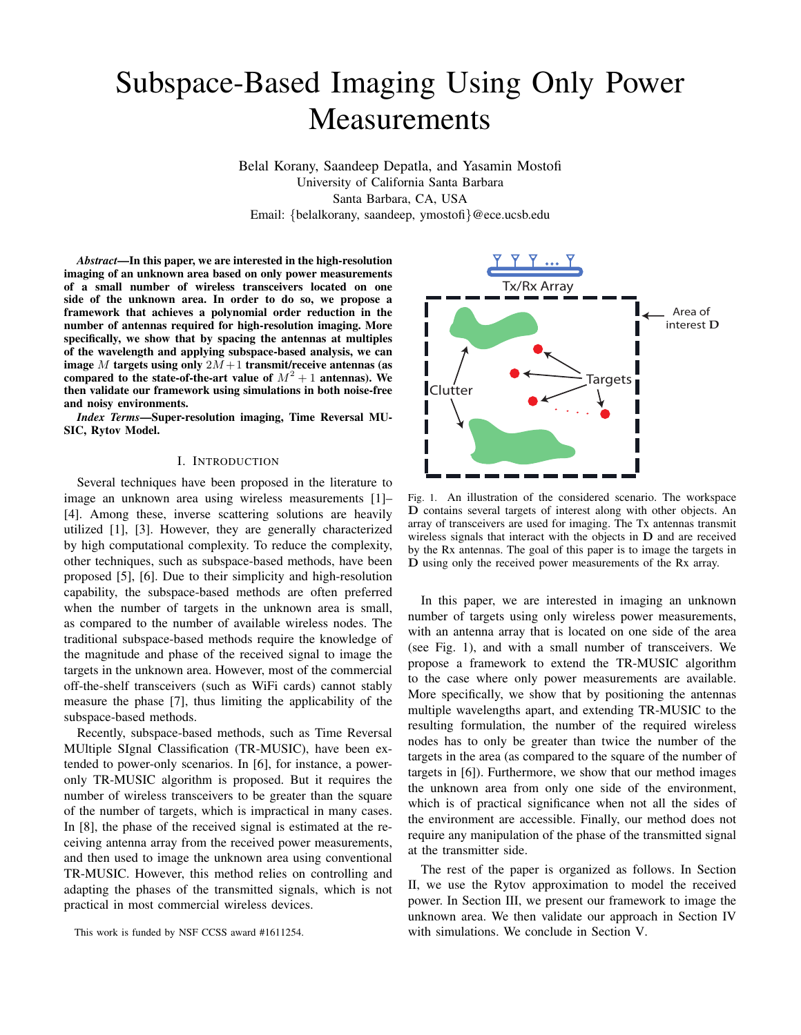# Subspace-Based Imaging Using Only Power Measurements

Belal Korany, Saandeep Depatla, and Yasamin Mostofi
University of California Santa Barbara
Santa Barbara, CA, USA
Email: {belalkorany, saandeep, ymostofi}@ece.ucsb.edu

***Abstract*—In this paper, we are interested in the high-resolution imaging of an unknown area based on only power measurements of a small number of wireless transceivers located on one side of the unknown area. In order to do so, we propose a framework that achieves a polynomial order reduction in the number of antennas required for high-resolution imaging. More specifically, we show that by spacing the antennas at multiples of the wavelength and applying subspace-based analysis, we can image $M$ targets using only $2M+1$ transmit/receive antennas (as compared to the state-of-the-art value of $M^2+1$ antennas). We then validate our framework using simulations in both noise-free and noisy environments.**

***Index Terms*—Super-resolution imaging, Time Reversal MUSIC, Rytov Model.**

## I. Introduction

Several techniques have been proposed in the literature to image an unknown area using wireless measurements [1]–[4]. Among these, inverse scattering solutions are heavily utilized [1], [3]. However, they are generally characterized by high computational complexity. To reduce the complexity, other techniques, such as subspace-based methods, have been proposed [5], [6]. Due to their simplicity and high-resolution capability, the subspace-based methods are often preferred when the number of targets in the unknown area is small, as compared to the number of available wireless nodes. The traditional subspace-based methods require the knowledge of the magnitude and phase of the received signal to image the targets in the unknown area. However, most of the commercial off-the-shelf transceivers (such as WiFi cards) cannot stably measure the phase [7], thus limiting the applicability of the subspace-based methods.

Recently, subspace-based methods, such as Time Reversal MUltiple SIgnal Classification (TR-MUSIC), have been extended to power-only scenarios. In [6], for instance, a power-only TR-MUSIC algorithm is proposed. But it requires the number of wireless transceivers to be greater than the square of the number of targets, which is impractical in many cases. In [8], the phase of the received signal is estimated at the receiving antenna array from the received power measurements, and then used to image the unknown area using conventional TR-MUSIC. However, this method relies on controlling and adapting the phases of the transmitted signals, which is not practical in most commercial wireless devices.

This work is funded by NSF CCSS award #1611254.

Fig. 1. An illustration of the considered scenario. The workspace $\mathbf{D}$ contains several targets of interest along with other objects. An array of transceivers are used for imaging. The Tx antennas transmit wireless signals that interact with the objects in $\mathbf{D}$ and are received by the Rx antennas. The goal of this paper is to image the targets in $\mathbf{D}$ using only the received power measurements of the Rx array.

In this paper, we are interested in imaging an unknown number of targets using only wireless power measurements, with an antenna array that is located on one side of the area (see Fig. 1), and with a small number of transceivers. We propose a framework to extend the TR-MUSIC algorithm to the case where only power measurements are available. More specifically, we show that by positioning the antennas multiple wavelengths apart, and extending TR-MUSIC to the resulting formulation, the number of the required wireless nodes has to only be greater than twice the number of the targets in the area (as compared to the square of the number of targets in [6]). Furthermore, we show that our method images the unknown area from only one side of the environment, which is of practical significance when not all the sides of the environment are accessible. Finally, our method does not require any manipulation of the phase of the transmitted signal at the transmitter side.

The rest of the paper is organized as follows. In Section II, we use the Rytov approximation to model the received power. In Section III, we present our framework to image the unknown area. We then validate our approach in Section IV with simulations. We conclude in Section V.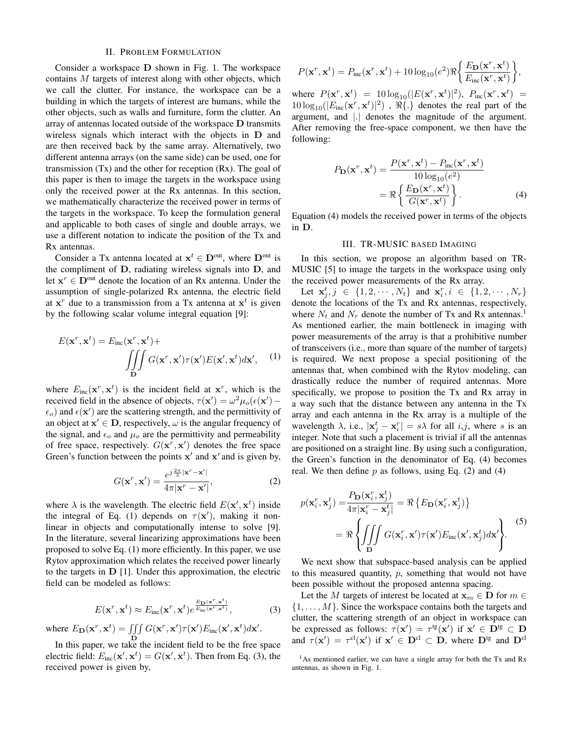## II. Problem Formulation

Consider a workspace $\mathbf{D}$ shown in Fig. 1. The workspace contains $M$ targets of interest along with other objects, which we call the clutter. For instance, the workspace can be a building in which the targets of interest are humans, while the other objects, such as walls and furniture, form the clutter. An array of antennas located outside of the workspace $\mathbf{D}$ transmits wireless signals which interact with the objects in $\mathbf{D}$ and are then received back by the same array. Alternatively, two different antenna arrays (on the same side) can be used, one for transmission (Tx) and the other for reception (Rx). The goal of this paper is then to image the targets in the workspace using only the received power at the Rx antennas. In this section, we mathematically characterize the received power in terms of the targets in the workspace. To keep the formulation general and applicable to both cases of single and double arrays, we use a different notation to indicate the position of the Tx and Rx antennas.

Consider a Tx antenna located at $\mathbf{x}^t \in \mathbf{D}^{\text{out}}$, where $\mathbf{D}^{\text{out}}$ is the compliment of $\mathbf{D}$, radiating wireless signals into $\mathbf{D}$, and let $\mathbf{x}^r \in \mathbf{D}^{\text{out}}$ denote the location of an Rx antenna. Under the assumption of single-polarized Rx antenna, the electric field at $\mathbf{x}^r$ due to a transmission from a Tx antenna at $\mathbf{x}^t$ is given by the following scalar volume integral equation [9]:

$$E(\mathbf{x}^r, \mathbf{x}^t) = E_{\text{inc}}(\mathbf{x}^r, \mathbf{x}^t) + \iiint\limits_{\mathbf{D}} G(\mathbf{x}^r, \mathbf{x}')\tau(\mathbf{x}')E(\mathbf{x}', \mathbf{x}^t)d\mathbf{x}', \quad (1)$$

where $E_{\text{inc}}(\mathbf{x}^r, \mathbf{x}^t)$ is the incident field at $\mathbf{x}^r$, which is the received field in the absence of objects, $\tau(\mathbf{x}') = \omega^2\mu_o(\epsilon(\mathbf{x}') - \epsilon_o)$ and $\epsilon(\mathbf{x}')$ are the scattering strength, and the permittivity of an object at $\mathbf{x}' \in \mathbf{D}$, respectively, $\omega$ is the angular frequency of the signal, and $\epsilon_o$ and $\mu_o$ are the permittivity and permeability of free space, respectively. $G(\mathbf{x}^r, \mathbf{x}')$ denotes the free space Green's function between the points $\mathbf{x}'$ and $\mathbf{x}^r$and is given by,

$$G(\mathbf{x}^r, \mathbf{x}') = \frac{e^{j\frac{2\pi}{\lambda}|\mathbf{x}^r - \mathbf{x}'|}}{4\pi|\mathbf{x}^r - \mathbf{x}'|}, \quad (2)$$

where $\lambda$ is the wavelength. The electric field $E(\mathbf{x}', \mathbf{x}^t)$ inside the integral of Eq. (1) depends on $\tau(\mathbf{x}')$, making it non-linear in objects and computationally intense to solve [9]. In the literature, several linearizing approximations have been proposed to solve Eq. (1) more efficiently. In this paper, we use Rytov approximation which relates the received power linearly to the targets in $\mathbf{D}$ [1]. Under this approximation, the electric field can be modeled as follows:

$$E(\mathbf{x}^r, \mathbf{x}^t) \approx E_{\text{inc}}(\mathbf{x}^r, \mathbf{x}^t)e^{\frac{E_{\mathbf{D}}(\mathbf{x}^r, \mathbf{x}^t)}{E_{\text{inc}}(\mathbf{x}^r, \mathbf{x}^t)}}, \quad (3)$$

where $E_{\mathbf{D}}(\mathbf{x}^r, \mathbf{x}^t) = \iiint\limits_{\mathbf{D}} G(\mathbf{x}^r, \mathbf{x}')\tau(\mathbf{x}')E_{\text{inc}}(\mathbf{x}', \mathbf{x}^t)d\mathbf{x}'$.

In this paper, we take the incident field to be the free space electric field: $E_{\text{inc}}(\mathbf{x}', \mathbf{x}^t) = G(\mathbf{x}', \mathbf{x}^t)$. Then from Eq. (3), the received power is given by,

$$P(\mathbf{x}^r, \mathbf{x}^t) = P_{\text{inc}}(\mathbf{x}^r, \mathbf{x}^t) + 10\log_{10}(e^2)\Re\left\{\frac{E_{\mathbf{D}}(\mathbf{x}^r, \mathbf{x}^t)}{E_{\text{inc}}(\mathbf{x}^r, \mathbf{x}^t)}\right\},$$

where $P(\mathbf{x}^r, \mathbf{x}^t) = 10\log_{10}(|E(\mathbf{x}^r, \mathbf{x}^t)|^2)$, $P_{\text{inc}}(\mathbf{x}^r, \mathbf{x}^t) = 10\log_{10}(|E_{\text{inc}}(\mathbf{x}^r, \mathbf{x}^t)|^2)$ , $\Re\{.\}$ denotes the real part of the argument, and $|.|$ denotes the magnitude of the argument. After removing the free-space component, we then have the following:

$$\begin{aligned} P_{\mathbf{D}}(\mathbf{x}^r, \mathbf{x}^t) &= \frac{P(\mathbf{x}^r, \mathbf{x}^t) - P_{\text{inc}}(\mathbf{x}^r, \mathbf{x}^t)}{10\log_{10}(e^2)} \\ &= \Re\left\{\frac{E_{\mathbf{D}}(\mathbf{x}^r, \mathbf{x}^t)}{G(\mathbf{x}^r, \mathbf{x}^t)}\right\}. \end{aligned} \quad (4)$$

Equation (4) models the received power in terms of the objects in $\mathbf{D}$.

## III. TR-MUSIC based Imaging

In this section, we propose an algorithm based on TR-MUSIC [5] to image the targets in the workspace using only the received power measurements of the Rx array.

Let $\mathbf{x}_j^t, j \in \{1, 2, \cdots, N_t\}$ and $\mathbf{x}_i^r, i \in \{1, 2, \cdots, N_r\}$ denote the locations of the Tx and Rx antennas, respectively, where $N_t$ and $N_r$ denote the number of Tx and Rx antennas.[1] As mentioned earlier, the main bottleneck in imaging with power measurements of the array is that a prohibitive number of transceivers (i.e., more than square of the number of targets) is required. We next propose a special positioning of the antennas that, when combined with the Rytov modeling, can drastically reduce the number of required antennas. More specifically, we propose to position the Tx and Rx array in a way such that the distance between any antenna in the Tx array and each antenna in the Rx array is a multiple of the wavelength $\lambda$, i.e., $|\mathbf{x}_j^t - \mathbf{x}_i^r| = s\lambda$ for all $i$,$j$, where $s$ is an integer. Note that such a placement is trivial if all the antennas are positioned on a straight line. By using such a configuration, the Green's function in the denominator of Eq. (4) becomes real. We then define $p$ as follows, using Eq. (2) and (4)

$$\begin{aligned} p(\mathbf{x}_i^r, \mathbf{x}_j^t) &= \frac{P_{\mathbf{D}}(\mathbf{x}_i^r, \mathbf{x}_j^t)}{4\pi|\mathbf{x}_i^r - \mathbf{x}_j^t|} = \Re\left\{E_{\mathbf{D}}(\mathbf{x}_i^r, \mathbf{x}_j^t)\right\} \\ &= \Re\left\{\iiint\limits_{\mathbf{D}} G(\mathbf{x}_i^r, \mathbf{x}')\tau(\mathbf{x}')E_{\text{inc}}(\mathbf{x}', \mathbf{x}_j^t)d\mathbf{x}'\right\}. \end{aligned} \quad (5)$$

We next show that subspace-based analysis can be applied to this measured quantity, $p$, something that would not have been possible without the proposed antenna spacing.

Let the $M$ targets of interest be located at $\mathbf{x}_m \in \mathbf{D}$ for $m \in \{1, \ldots, M\}$. Since the workspace contains both the targets and clutter, the scattering strength of an object in workspace can be expressed as follows: $\tau(\mathbf{x}') = \tau^{\text{tg}}(\mathbf{x}')$ if $\mathbf{x}' \in \mathbf{D}^{\text{tg}} \subset \mathbf{D}$ and $\tau(\mathbf{x}') = \tau^{\text{cl}}(\mathbf{x}')$ if $\mathbf{x}' \in \mathbf{D}^{\text{cl}} \subset \mathbf{D}$, where $\mathbf{D}^{\text{tg}}$ and $\mathbf{D}^{\text{cl}}$

[1] As mentioned earlier, we can have a single array for both the Tx and Rx antennas, as shown in Fig. 1.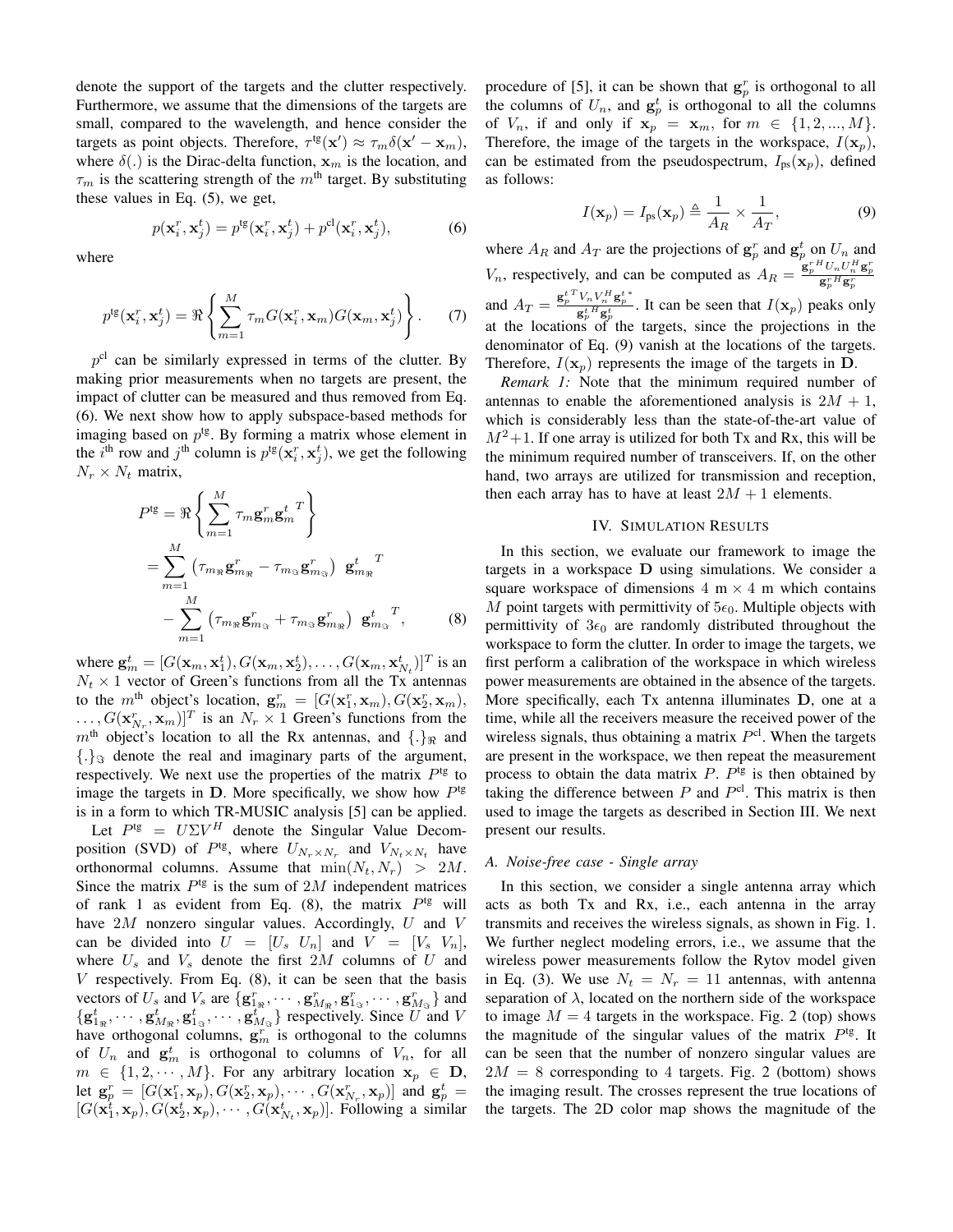denote the support of the targets and the clutter respectively. Furthermore, we assume that the dimensions of the targets are small, compared to the wavelength, and hence consider the targets as point objects. Therefore, $\tau^{\text{tg}}(\mathbf{x}') \approx \tau_m \delta(\mathbf{x}' - \mathbf{x}_m)$, where $\delta(.)$ is the Dirac-delta function, $\mathbf{x}_m$ is the location, and $\tau_m$ is the scattering strength of the $m^{\text{th}}$ target. By substituting these values in Eq. (5), we get,

$$p(\mathbf{x}_i^r, \mathbf{x}_j^t) = p^{\text{tg}}(\mathbf{x}_i^r, \mathbf{x}_j^t) + p^{\text{cl}}(\mathbf{x}_i^r, \mathbf{x}_j^t), \tag{6}$$

where

$$p^{\text{tg}}(\mathbf{x}_i^r, \mathbf{x}_j^t) = \Re\left\{\sum_{m=1}^{M} \tau_m G(\mathbf{x}_i^r, \mathbf{x}_m) G(\mathbf{x}_m, \mathbf{x}_j^t)\right\}. \tag{7}$$

$p^{\text{cl}}$ can be similarly expressed in terms of the clutter. By making prior measurements when no targets are present, the impact of clutter can be measured and thus removed from Eq. (6). We next show how to apply subspace-based methods for imaging based on $p^{\text{tg}}$. By forming a matrix whose element in the $i^{\text{th}}$ row and $j^{\text{th}}$ column is $p^{\text{tg}}(\mathbf{x}_i^r, \mathbf{x}_j^t)$, we get the following $N_r \times N_t$ matrix,

$$\begin{aligned} P^{\text{tg}} &= \Re\left\{\sum_{m=1}^{M} \tau_m \mathbf{g}_m^r \mathbf{g}_m^{t\,T}\right\} \\ &= \sum_{m=1}^{M} \left(\tau_{m_\Re} \mathbf{g}_{m_\Re}^r - \tau_{m_\Im} \mathbf{g}_{m_\Im}^r\right) \mathbf{g}_{m_\Re}^{t\,T} \\ &\quad - \sum_{m=1}^{M} \left(\tau_{m_\Re} \mathbf{g}_{m_\Im}^r + \tau_{m_\Im} \mathbf{g}_{m_\Re}^r\right) \mathbf{g}_{m_\Im}^{t\,T}, \end{aligned} \tag{8}$$

where $\mathbf{g}_m^t = [G(\mathbf{x}_m, \mathbf{x}_1^t), G(\mathbf{x}_m, \mathbf{x}_2^t), \ldots, G(\mathbf{x}_m, \mathbf{x}_{N_t}^t)]^T$ is an $N_t \times 1$ vector of Green's functions from all the Tx antennas to the $m^{\text{th}}$ object's location, $\mathbf{g}_m^r = [G(\mathbf{x}_1^r, \mathbf{x}_m), G(\mathbf{x}_2^r, \mathbf{x}_m), \ldots, G(\mathbf{x}_{N_r}^r, \mathbf{x}_m)]^T$ is an $N_r \times 1$ Green's functions from the $m^{\text{th}}$ object's location to all the Rx antennas, and $\{.\}_\Re$ and $\{.\}_\Im$ denote the real and imaginary parts of the argument, respectively. We next use the properties of the matrix $P^{\text{tg}}$ to image the targets in $\mathbf{D}$. More specifically, we show how $P^{\text{tg}}$ is in a form to which TR-MUSIC analysis [5] can be applied.

Let $P^{\text{tg}} = U\Sigma V^H$ denote the Singular Value Decomposition (SVD) of $P^{\text{tg}}$, where $U_{N_r \times N_r}$ and $V_{N_t \times N_t}$ have orthonormal columns. Assume that $\min(N_t, N_r) > 2M$. Since the matrix $P^{\text{tg}}$ is the sum of $2M$ independent matrices of rank 1 as evident from Eq. (8), the matrix $P^{\text{tg}}$ will have $2M$ nonzero singular values. Accordingly, $U$ and $V$ can be divided into $U = [U_s\ U_n]$ and $V = [V_s\ V_n]$, where $U_s$ and $V_s$ denote the first $2M$ columns of $U$ and $V$ respectively. From Eq. (8), it can be seen that the basis vectors of $U_s$ and $V_s$ are $\{\mathbf{g}_{1_\Re}^r, \cdots, \mathbf{g}_{M_\Re}^r, \mathbf{g}_{1_\Im}^r, \cdots, \mathbf{g}_{M_\Im}^r\}$ and $\{\mathbf{g}_{1_\Re}^t, \cdots, \mathbf{g}_{M_\Re}^t, \mathbf{g}_{1_\Im}^t, \cdots, \mathbf{g}_{M_\Im}^t\}$ respectively. Since $U$ and $V$ have orthogonal columns, $\mathbf{g}_m^r$ is orthogonal to the columns of $U_n$ and $\mathbf{g}_m^t$ is orthogonal to columns of $V_n$, for all $m \in \{1, 2, \cdots, M\}$. For any arbitrary location $\mathbf{x}_p \in \mathbf{D}$, let $\mathbf{g}_p^r = [G(\mathbf{x}_1^r, \mathbf{x}_p), G(\mathbf{x}_2^r, \mathbf{x}_p), \cdots, G(\mathbf{x}_{N_r}^r, \mathbf{x}_p)]$ and $\mathbf{g}_p^t = [G(\mathbf{x}_1^t, \mathbf{x}_p), G(\mathbf{x}_2^t, \mathbf{x}_p), \cdots, G(\mathbf{x}_{N_t}^t, \mathbf{x}_p)]$. Following a similar procedure of [5], it can be shown that $\mathbf{g}_p^r$ is orthogonal to all the columns of $U_n$, and $\mathbf{g}_p^t$ is orthogonal to all the columns of $V_n$, if and only if $\mathbf{x}_p = \mathbf{x}_m$, for $m \in \{1, 2, ..., M\}$. Therefore, the image of the targets in the workspace, $I(\mathbf{x}_p)$, can be estimated from the pseudospectrum, $I_{\text{ps}}(\mathbf{x}_p)$, defined as follows:

$$I(\mathbf{x}_p) = I_{\text{ps}}(\mathbf{x}_p) \triangleq \frac{1}{A_R} \times \frac{1}{A_T}, \tag{9}$$

where $A_R$ and $A_T$ are the projections of $\mathbf{g}_p^r$ and $\mathbf{g}_p^t$ on $U_n$ and $V_n$, respectively, and can be computed as $A_R = \frac{\mathbf{g}_p^{r\,H} U_n U_n^H \mathbf{g}_p^r}{\mathbf{g}_p^{r\,H} \mathbf{g}_p^r}$ and $A_T = \frac{\mathbf{g}_p^{t\,T} V_n V_n^H \mathbf{g}_p^{t\,*}}{\mathbf{g}_p^{t\,H} \mathbf{g}_p^t}$. It can be seen that $I(\mathbf{x}_p)$ peaks only at the locations of the targets, since the projections in the denominator of Eq. (9) vanish at the locations of the targets. Therefore, $I(\mathbf{x}_p)$ represents the image of the targets in $\mathbf{D}$.

*Remark 1:* Note that the minimum required number of antennas to enable the aforementioned analysis is $2M + 1$, which is considerably less than the state-of-the-art value of $M^2+1$. If one array is utilized for both Tx and Rx, this will be the minimum required number of transceivers. If, on the other hand, two arrays are utilized for transmission and reception, then each array has to have at least $2M + 1$ elements.

## IV. Simulation Results

In this section, we evaluate our framework to image the targets in a workspace $\mathbf{D}$ using simulations. We consider a square workspace of dimensions 4 m $\times$ 4 m which contains $M$ point targets with permittivity of $5\epsilon_0$. Multiple objects with permittivity of $3\epsilon_0$ are randomly distributed throughout the workspace to form the clutter. In order to image the targets, we first perform a calibration of the workspace in which wireless power measurements are obtained in the absence of the targets. More specifically, each Tx antenna illuminates $\mathbf{D}$, one at a time, while all the receivers measure the received power of the wireless signals, thus obtaining a matrix $P^{\text{cl}}$. When the targets are present in the workspace, we then repeat the measurement process to obtain the data matrix $P$. $P^{\text{tg}}$ is then obtained by taking the difference between $P$ and $P^{\text{cl}}$. This matrix is then used to image the targets as described in Section III. We next present our results.

### A. Noise-free case - Single array

In this section, we consider a single antenna array which acts as both Tx and Rx, i.e., each antenna in the array transmits and receives the wireless signals, as shown in Fig. 1. We further neglect modeling errors, i.e., we assume that the wireless power measurements follow the Rytov model given in Eq. (3). We use $N_t = N_r = 11$ antennas, with antenna separation of $\lambda$, located on the northern side of the workspace to image $M = 4$ targets in the workspace. Fig. 2 (top) shows the magnitude of the singular values of the matrix $P^{\text{tg}}$. It can be seen that the number of nonzero singular values are $2M = 8$ corresponding to 4 targets. Fig. 2 (bottom) shows the imaging result. The crosses represent the true locations of the targets. The 2D color map shows the magnitude of the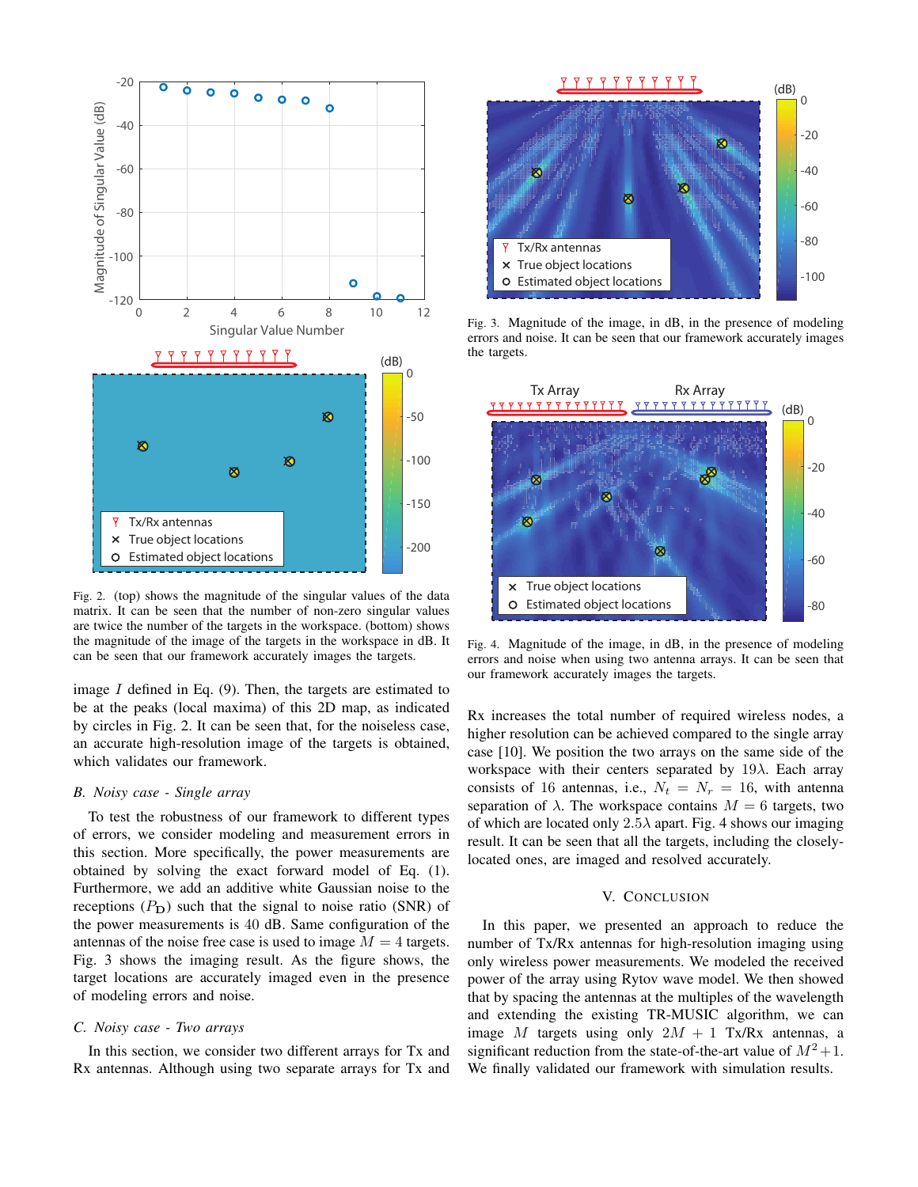Fig. 2. (top) shows the magnitude of the singular values of the data matrix. It can be seen that the number of non-zero singular values are twice the number of the targets in the workspace. (bottom) shows the magnitude of the image of the targets in the workspace in dB. It can be seen that our framework accurately images the targets.

image $I$ defined in Eq. (9). Then, the targets are estimated to be at the peaks (local maxima) of this 2D map, as indicated by circles in Fig. 2. It can be seen that, for the noiseless case, an accurate high-resolution image of the targets is obtained, which validates our framework.

### *B. Noisy case - Single array*

To test the robustness of our framework to different types of errors, we consider modeling and measurement errors in this section. More specifically, the power measurements are obtained by solving the exact forward model of Eq. (1). Furthermore, we add an additive white Gaussian noise to the receptions ($P_{\mathbf{D}}$) such that the signal to noise ratio (SNR) of the power measurements is 40 dB. Same configuration of the antennas of the noise free case is used to image $M = 4$ targets. Fig. 3 shows the imaging result. As the figure shows, the target locations are accurately imaged even in the presence of modeling errors and noise.

### *C. Noisy case - Two arrays*

In this section, we consider two different arrays for Tx and Rx antennas. Although using two separate arrays for Tx and Rx increases the total number of required wireless nodes, a higher resolution can be achieved compared to the single array case [10]. We position the two arrays on the same side of the workspace with their centers separated by $19\lambda$. Each array consists of 16 antennas, i.e., $N_t = N_r = 16$, with antenna separation of $\lambda$. The workspace contains $M = 6$ targets, two of which are located only $2.5\lambda$ apart. Fig. 4 shows our imaging result. It can be seen that all the targets, including the closely-located ones, are imaged and resolved accurately.

Fig. 3. Magnitude of the image, in dB, in the presence of modeling errors and noise. It can be seen that our framework accurately images the targets.

Fig. 4. Magnitude of the image, in dB, in the presence of modeling errors and noise when using two antenna arrays. It can be seen that our framework accurately images the targets.

## V. Conclusion

In this paper, we presented an approach to reduce the number of Tx/Rx antennas for high-resolution imaging using only wireless power measurements. We modeled the received power of the array using Rytov wave model. We then showed that by spacing the antennas at the multiples of the wavelength and extending the existing TR-MUSIC algorithm, we can image $M$ targets using only $2M + 1$ Tx/Rx antennas, a significant reduction from the state-of-the-art value of $M^2+1$. We finally validated our framework with simulation results.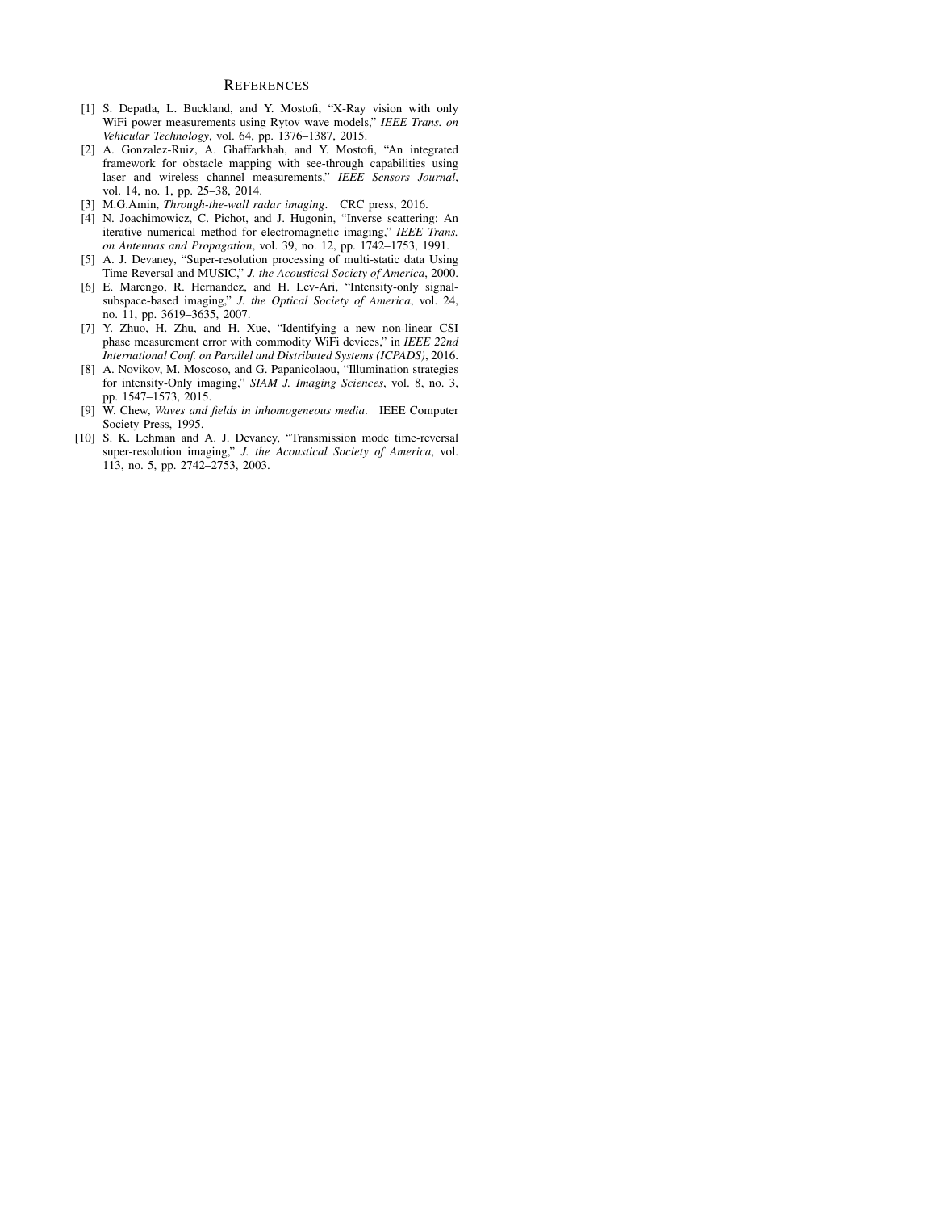## REFERENCES

[1] S. Depatla, L. Buckland, and Y. Mostofi, "X-Ray vision with only WiFi power measurements using Rytov wave models," *IEEE Trans. on Vehicular Technology*, vol. 64, pp. 1376–1387, 2015.

[2] A. Gonzalez-Ruiz, A. Ghaffarkhah, and Y. Mostofi, "An integrated framework for obstacle mapping with see-through capabilities using laser and wireless channel measurements," *IEEE Sensors Journal*, vol. 14, no. 1, pp. 25–38, 2014.

[3] M.G.Amin, *Through-the-wall radar imaging*. CRC press, 2016.

[4] N. Joachimowicz, C. Pichot, and J. Hugonin, "Inverse scattering: An iterative numerical method for electromagnetic imaging," *IEEE Trans. on Antennas and Propagation*, vol. 39, no. 12, pp. 1742–1753, 1991.

[5] A. J. Devaney, "Super-resolution processing of multi-static data Using Time Reversal and MUSIC," *J. the Acoustical Society of America*, 2000.

[6] E. Marengo, R. Hernandez, and H. Lev-Ari, "Intensity-only signal-subspace-based imaging," *J. the Optical Society of America*, vol. 24, no. 11, pp. 3619–3635, 2007.

[7] Y. Zhuo, H. Zhu, and H. Xue, "Identifying a new non-linear CSI phase measurement error with commodity WiFi devices," in *IEEE 22nd International Conf. on Parallel and Distributed Systems (ICPADS)*, 2016.

[8] A. Novikov, M. Moscoso, and G. Papanicolaou, "Illumination strategies for intensity-Only imaging," *SIAM J. Imaging Sciences*, vol. 8, no. 3, pp. 1547–1573, 2015.

[9] W. Chew, *Waves and fields in inhomogeneous media*. IEEE Computer Society Press, 1995.

[10] S. K. Lehman and A. J. Devaney, "Transmission mode time-reversal super-resolution imaging," *J. the Acoustical Society of America*, vol. 113, no. 5, pp. 2742–2753, 2003.